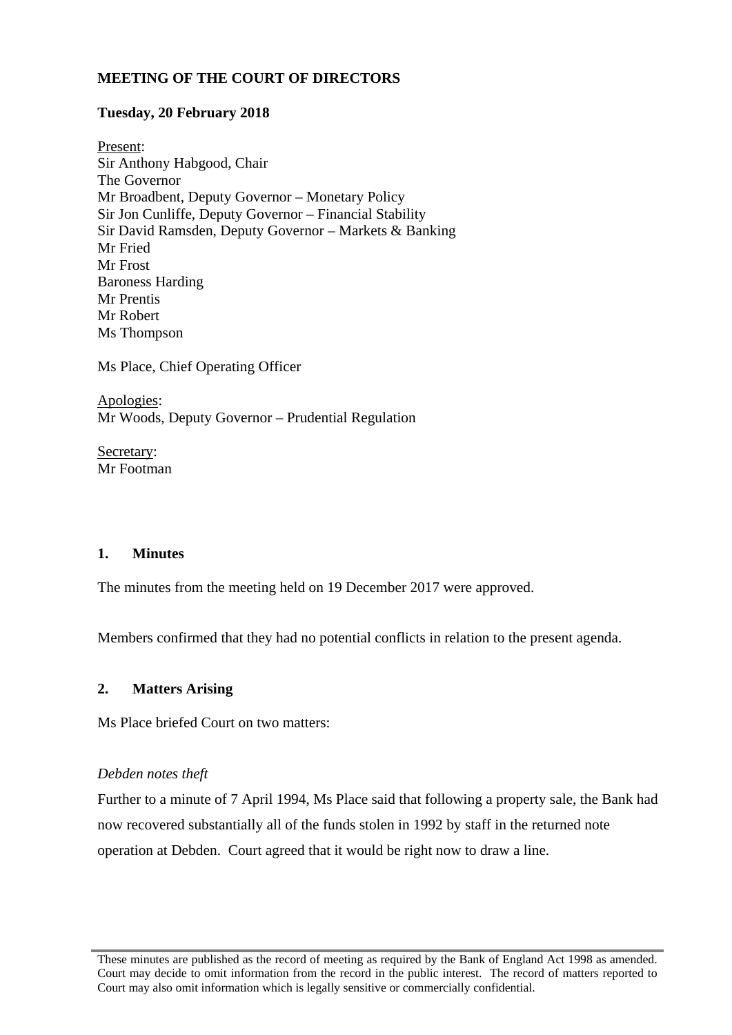**MEETING OF THE COURT OF DIRECTORS**

**Tuesday, 20 February 2018**

Present:
Sir Anthony Habgood, Chair
The Governor
Mr Broadbent, Deputy Governor – Monetary Policy
Sir Jon Cunliffe, Deputy Governor – Financial Stability
Sir David Ramsden, Deputy Governor – Markets & Banking
Mr Fried
Mr Frost
Baroness Harding
Mr Prentis
Mr Robert
Ms Thompson

Ms Place, Chief Operating Officer

Apologies:
Mr Woods, Deputy Governor – Prudential Regulation

Secretary:
Mr Footman

**1. Minutes**

The minutes from the meeting held on 19 December 2017 were approved.

Members confirmed that they had no potential conflicts in relation to the present agenda.

**2. Matters Arising**

Ms Place briefed Court on two matters:

*Debden notes theft*

Further to a minute of 7 April 1994, Ms Place said that following a property sale, the Bank had now recovered substantially all of the funds stolen in 1992 by staff in the returned note operation at Debden. Court agreed that it would be right now to draw a line.

These minutes are published as the record of meeting as required by the Bank of England Act 1998 as amended. Court may decide to omit information from the record in the public interest. The record of matters reported to Court may also omit information which is legally sensitive or commercially confidential.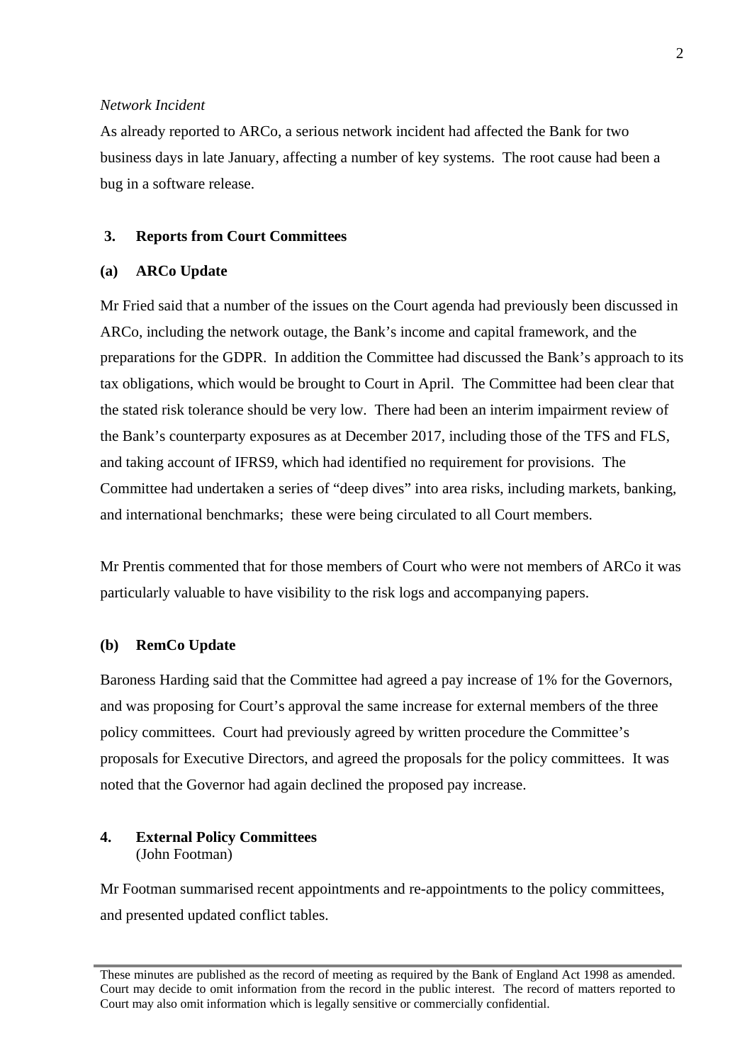*Network Incident*

As already reported to ARCo, a serious network incident had affected the Bank for two business days in late January, affecting a number of key systems. The root cause had been a bug in a software release.

## 3. Reports from Court Committees

### (a) ARCo Update

Mr Fried said that a number of the issues on the Court agenda had previously been discussed in ARCo, including the network outage, the Bank's income and capital framework, and the preparations for the GDPR. In addition the Committee had discussed the Bank's approach to its tax obligations, which would be brought to Court in April. The Committee had been clear that the stated risk tolerance should be very low. There had been an interim impairment review of the Bank's counterparty exposures as at December 2017, including those of the TFS and FLS, and taking account of IFRS9, which had identified no requirement for provisions. The Committee had undertaken a series of "deep dives" into area risks, including markets, banking, and international benchmarks; these were being circulated to all Court members.

Mr Prentis commented that for those members of Court who were not members of ARCo it was particularly valuable to have visibility to the risk logs and accompanying papers.

### (b) RemCo Update

Baroness Harding said that the Committee had agreed a pay increase of 1% for the Governors, and was proposing for Court's approval the same increase for external members of the three policy committees. Court had previously agreed by written procedure the Committee's proposals for Executive Directors, and agreed the proposals for the policy committees. It was noted that the Governor had again declined the proposed pay increase.

## 4. External Policy Committees

(John Footman)

Mr Footman summarised recent appointments and re-appointments to the policy committees, and presented updated conflict tables.

These minutes are published as the record of meeting as required by the Bank of England Act 1998 as amended. Court may decide to omit information from the record in the public interest. The record of matters reported to Court may also omit information which is legally sensitive or commercially confidential.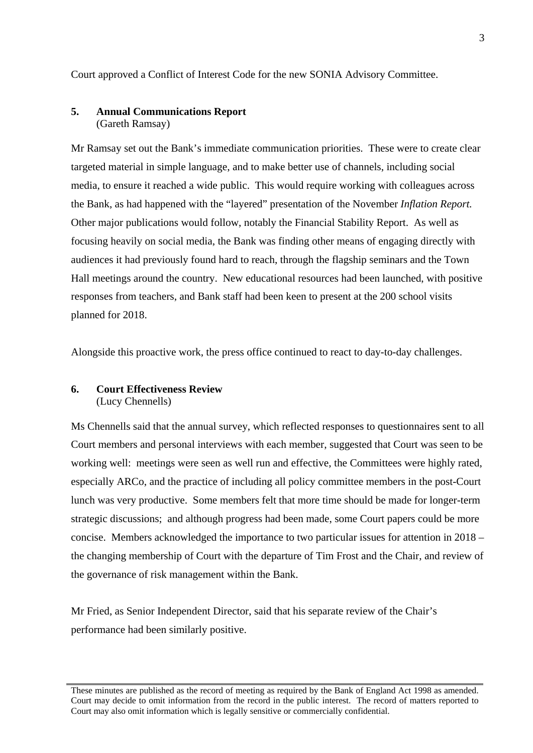Court approved a Conflict of Interest Code for the new SONIA Advisory Committee.

## 5. Annual Communications Report
(Gareth Ramsay)

Mr Ramsay set out the Bank's immediate communication priorities. These were to create clear targeted material in simple language, and to make better use of channels, including social media, to ensure it reached a wide public. This would require working with colleagues across the Bank, as had happened with the "layered" presentation of the November *Inflation Report.* Other major publications would follow, notably the Financial Stability Report. As well as focusing heavily on social media, the Bank was finding other means of engaging directly with audiences it had previously found hard to reach, through the flagship seminars and the Town Hall meetings around the country. New educational resources had been launched, with positive responses from teachers, and Bank staff had been keen to present at the 200 school visits planned for 2018.

Alongside this proactive work, the press office continued to react to day-to-day challenges.

## 6. Court Effectiveness Review
(Lucy Chennells)

Ms Chennells said that the annual survey, which reflected responses to questionnaires sent to all Court members and personal interviews with each member, suggested that Court was seen to be working well: meetings were seen as well run and effective, the Committees were highly rated, especially ARCo, and the practice of including all policy committee members in the post-Court lunch was very productive. Some members felt that more time should be made for longer-term strategic discussions; and although progress had been made, some Court papers could be more concise. Members acknowledged the importance to two particular issues for attention in 2018 – the changing membership of Court with the departure of Tim Frost and the Chair, and review of the governance of risk management within the Bank.

Mr Fried, as Senior Independent Director, said that his separate review of the Chair's performance had been similarly positive.

These minutes are published as the record of meeting as required by the Bank of England Act 1998 as amended. Court may decide to omit information from the record in the public interest. The record of matters reported to Court may also omit information which is legally sensitive or commercially confidential.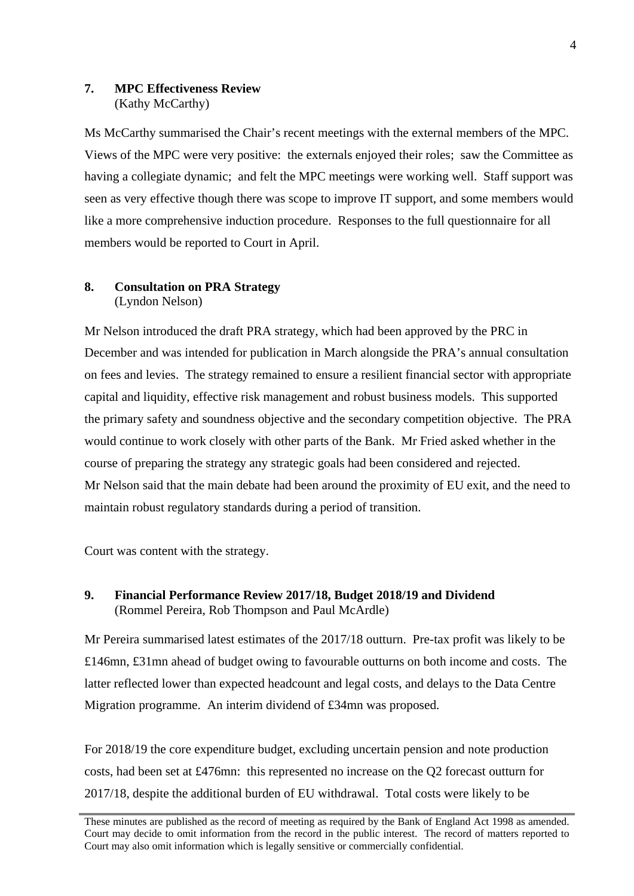## 7. MPC Effectiveness Review

(Kathy McCarthy)

Ms McCarthy summarised the Chair's recent meetings with the external members of the MPC. Views of the MPC were very positive: the externals enjoyed their roles; saw the Committee as having a collegiate dynamic; and felt the MPC meetings were working well. Staff support was seen as very effective though there was scope to improve IT support, and some members would like a more comprehensive induction procedure. Responses to the full questionnaire for all members would be reported to Court in April.

## 8. Consultation on PRA Strategy

(Lyndon Nelson)

Mr Nelson introduced the draft PRA strategy, which had been approved by the PRC in December and was intended for publication in March alongside the PRA's annual consultation on fees and levies. The strategy remained to ensure a resilient financial sector with appropriate capital and liquidity, effective risk management and robust business models. This supported the primary safety and soundness objective and the secondary competition objective. The PRA would continue to work closely with other parts of the Bank. Mr Fried asked whether in the course of preparing the strategy any strategic goals had been considered and rejected. Mr Nelson said that the main debate had been around the proximity of EU exit, and the need to maintain robust regulatory standards during a period of transition.

Court was content with the strategy.

## 9. Financial Performance Review 2017/18, Budget 2018/19 and Dividend

(Rommel Pereira, Rob Thompson and Paul McArdle)

Mr Pereira summarised latest estimates of the 2017/18 outturn. Pre-tax profit was likely to be £146mn, £31mn ahead of budget owing to favourable outturns on both income and costs. The latter reflected lower than expected headcount and legal costs, and delays to the Data Centre Migration programme. An interim dividend of £34mn was proposed.

For 2018/19 the core expenditure budget, excluding uncertain pension and note production costs, had been set at £476mn: this represented no increase on the Q2 forecast outturn for 2017/18, despite the additional burden of EU withdrawal. Total costs were likely to be

These minutes are published as the record of meeting as required by the Bank of England Act 1998 as amended. Court may decide to omit information from the record in the public interest. The record of matters reported to Court may also omit information which is legally sensitive or commercially confidential.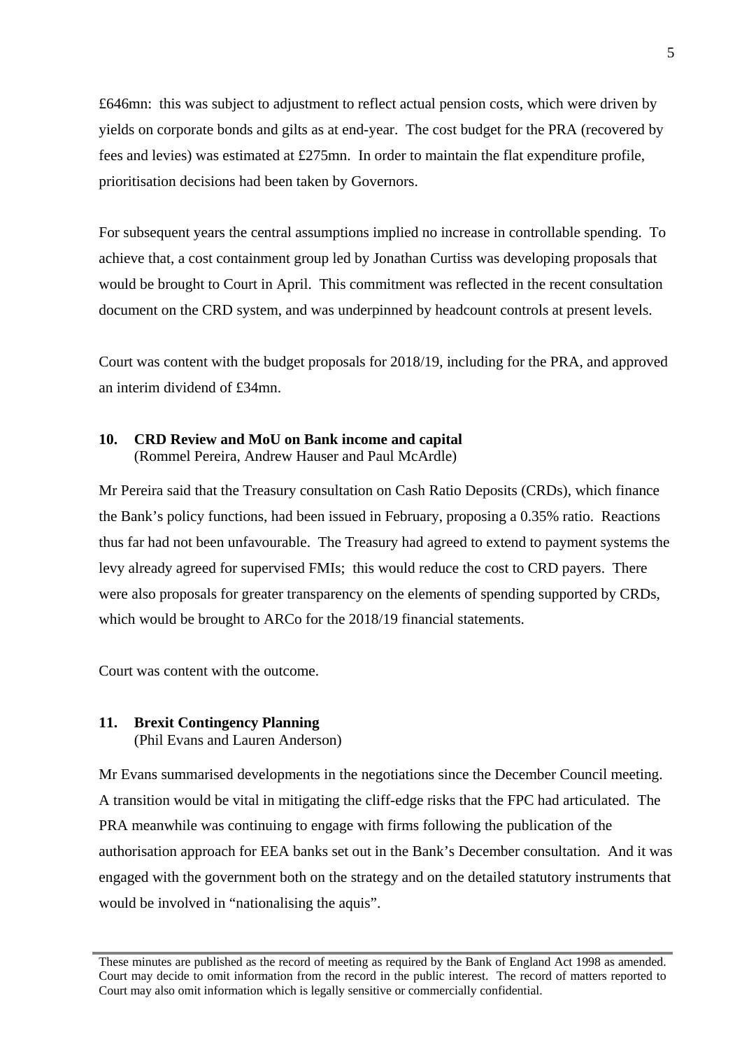£646mn: this was subject to adjustment to reflect actual pension costs, which were driven by yields on corporate bonds and gilts as at end-year. The cost budget for the PRA (recovered by fees and levies) was estimated at £275mn. In order to maintain the flat expenditure profile, prioritisation decisions had been taken by Governors.

For subsequent years the central assumptions implied no increase in controllable spending. To achieve that, a cost containment group led by Jonathan Curtiss was developing proposals that would be brought to Court in April. This commitment was reflected in the recent consultation document on the CRD system, and was underpinned by headcount controls at present levels.

Court was content with the budget proposals for 2018/19, including for the PRA, and approved an interim dividend of £34mn.

**10. CRD Review and MoU on Bank income and capital**
(Rommel Pereira, Andrew Hauser and Paul McArdle)

Mr Pereira said that the Treasury consultation on Cash Ratio Deposits (CRDs), which finance the Bank's policy functions, had been issued in February, proposing a 0.35% ratio. Reactions thus far had not been unfavourable. The Treasury had agreed to extend to payment systems the levy already agreed for supervised FMIs; this would reduce the cost to CRD payers. There were also proposals for greater transparency on the elements of spending supported by CRDs, which would be brought to ARCo for the 2018/19 financial statements.

Court was content with the outcome.

**11. Brexit Contingency Planning**
(Phil Evans and Lauren Anderson)

Mr Evans summarised developments in the negotiations since the December Council meeting. A transition would be vital in mitigating the cliff-edge risks that the FPC had articulated. The PRA meanwhile was continuing to engage with firms following the publication of the authorisation approach for EEA banks set out in the Bank's December consultation. And it was engaged with the government both on the strategy and on the detailed statutory instruments that would be involved in "nationalising the aquis".

These minutes are published as the record of meeting as required by the Bank of England Act 1998 as amended. Court may decide to omit information from the record in the public interest. The record of matters reported to Court may also omit information which is legally sensitive or commercially confidential.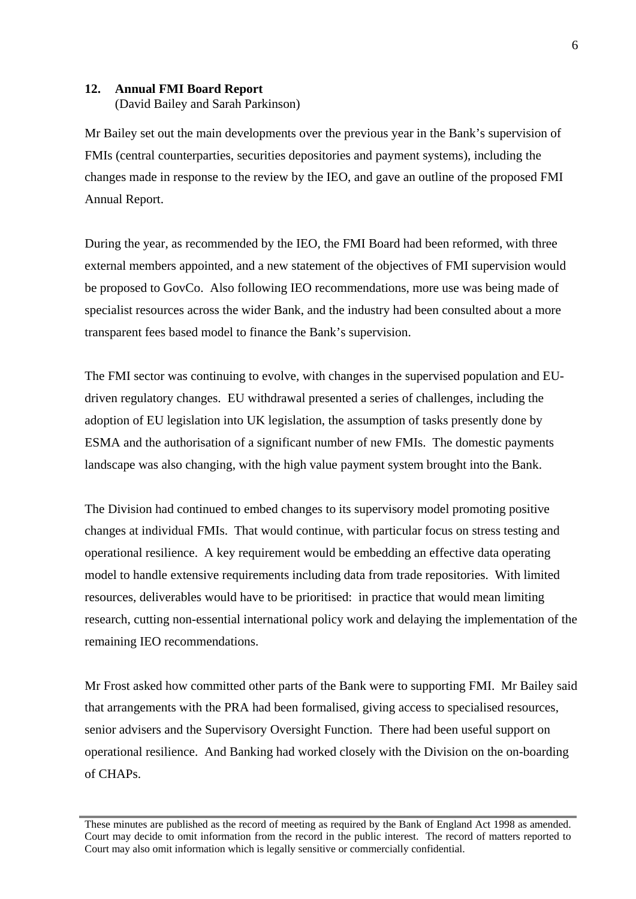**12. Annual FMI Board Report**
(David Bailey and Sarah Parkinson)

Mr Bailey set out the main developments over the previous year in the Bank's supervision of FMIs (central counterparties, securities depositories and payment systems), including the changes made in response to the review by the IEO, and gave an outline of the proposed FMI Annual Report.

During the year, as recommended by the IEO, the FMI Board had been reformed, with three external members appointed, and a new statement of the objectives of FMI supervision would be proposed to GovCo. Also following IEO recommendations, more use was being made of specialist resources across the wider Bank, and the industry had been consulted about a more transparent fees based model to finance the Bank's supervision.

The FMI sector was continuing to evolve, with changes in the supervised population and EU-driven regulatory changes. EU withdrawal presented a series of challenges, including the adoption of EU legislation into UK legislation, the assumption of tasks presently done by ESMA and the authorisation of a significant number of new FMIs. The domestic payments landscape was also changing, with the high value payment system brought into the Bank.

The Division had continued to embed changes to its supervisory model promoting positive changes at individual FMIs. That would continue, with particular focus on stress testing and operational resilience. A key requirement would be embedding an effective data operating model to handle extensive requirements including data from trade repositories. With limited resources, deliverables would have to be prioritised: in practice that would mean limiting research, cutting non-essential international policy work and delaying the implementation of the remaining IEO recommendations.

Mr Frost asked how committed other parts of the Bank were to supporting FMI. Mr Bailey said that arrangements with the PRA had been formalised, giving access to specialised resources, senior advisers and the Supervisory Oversight Function. There had been useful support on operational resilience. And Banking had worked closely with the Division on the on-boarding of CHAPs.

These minutes are published as the record of meeting as required by the Bank of England Act 1998 as amended. Court may decide to omit information from the record in the public interest. The record of matters reported to Court may also omit information which is legally sensitive or commercially confidential.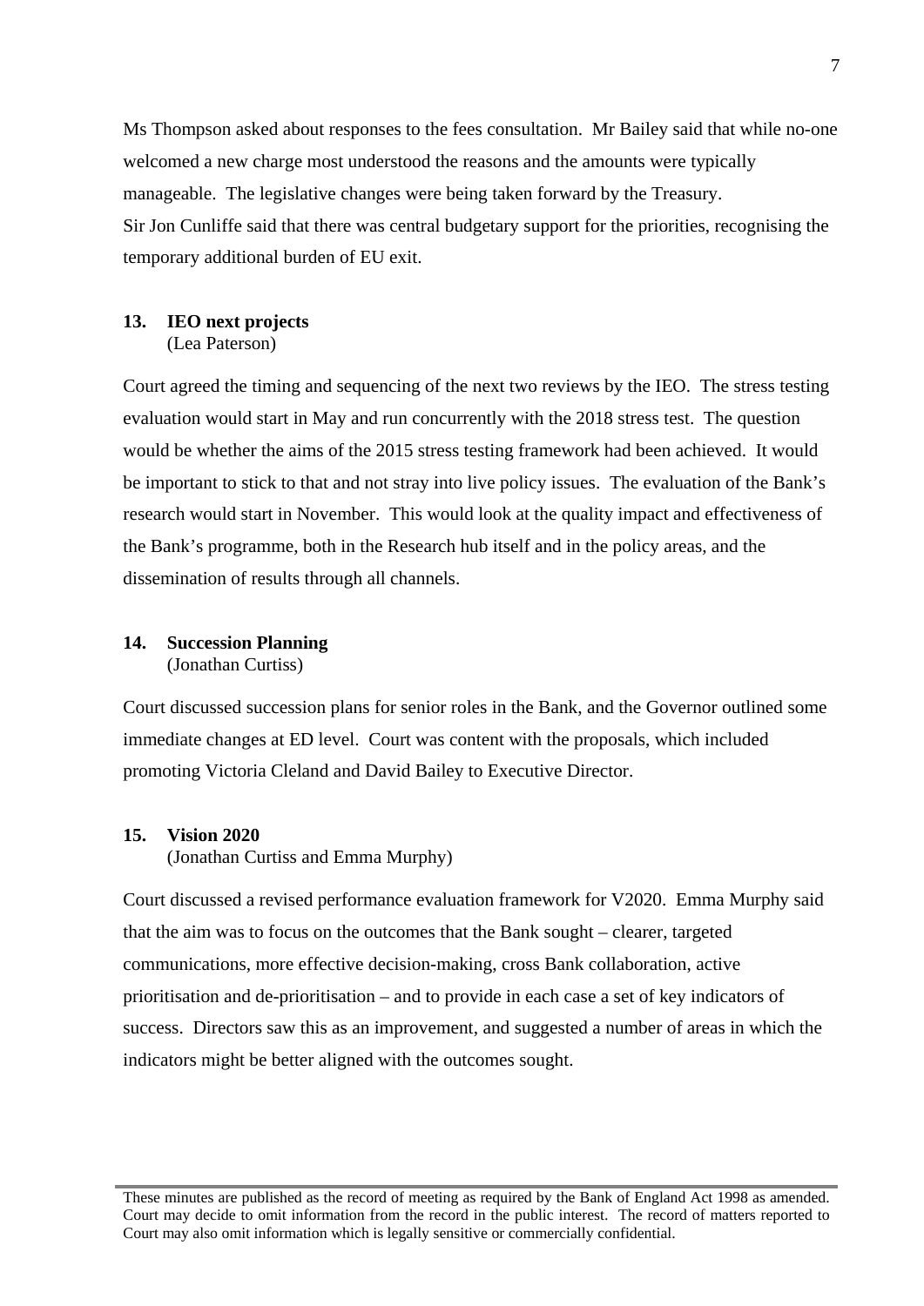Ms Thompson asked about responses to the fees consultation. Mr Bailey said that while no-one welcomed a new charge most understood the reasons and the amounts were typically manageable. The legislative changes were being taken forward by the Treasury.
Sir Jon Cunliffe said that there was central budgetary support for the priorities, recognising the temporary additional burden of EU exit.

**13. IEO next projects**
(Lea Paterson)

Court agreed the timing and sequencing of the next two reviews by the IEO. The stress testing evaluation would start in May and run concurrently with the 2018 stress test. The question would be whether the aims of the 2015 stress testing framework had been achieved. It would be important to stick to that and not stray into live policy issues. The evaluation of the Bank's research would start in November. This would look at the quality impact and effectiveness of the Bank's programme, both in the Research hub itself and in the policy areas, and the dissemination of results through all channels.

**14. Succession Planning**
(Jonathan Curtiss)

Court discussed succession plans for senior roles in the Bank, and the Governor outlined some immediate changes at ED level. Court was content with the proposals, which included promoting Victoria Cleland and David Bailey to Executive Director.

**15. Vision 2020**
(Jonathan Curtiss and Emma Murphy)

Court discussed a revised performance evaluation framework for V2020. Emma Murphy said that the aim was to focus on the outcomes that the Bank sought – clearer, targeted communications, more effective decision-making, cross Bank collaboration, active prioritisation and de-prioritisation – and to provide in each case a set of key indicators of success. Directors saw this as an improvement, and suggested a number of areas in which the indicators might be better aligned with the outcomes sought.

These minutes are published as the record of meeting as required by the Bank of England Act 1998 as amended. Court may decide to omit information from the record in the public interest. The record of matters reported to Court may also omit information which is legally sensitive or commercially confidential.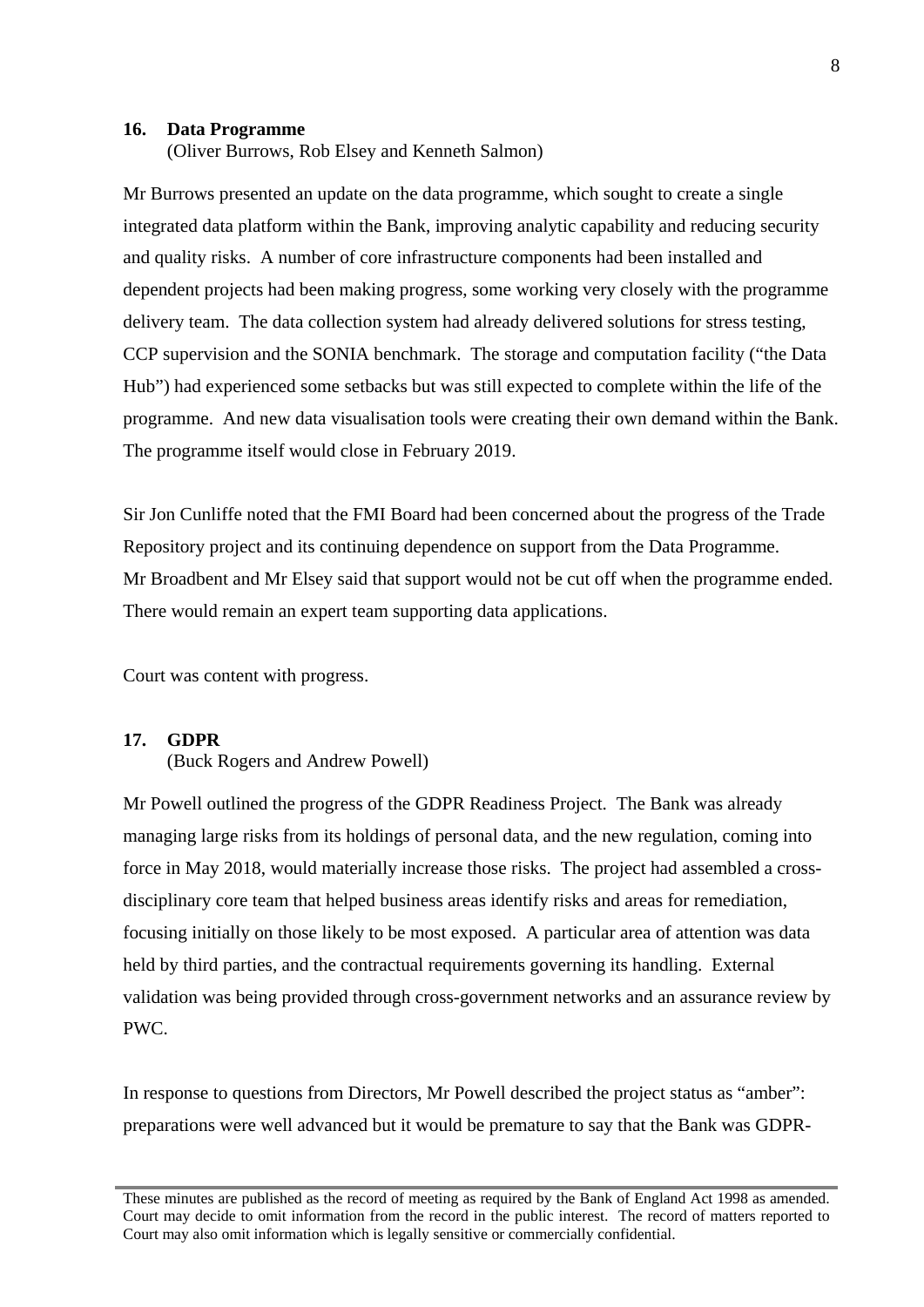## 16. Data Programme

(Oliver Burrows, Rob Elsey and Kenneth Salmon)

Mr Burrows presented an update on the data programme, which sought to create a single integrated data platform within the Bank, improving analytic capability and reducing security and quality risks. A number of core infrastructure components had been installed and dependent projects had been making progress, some working very closely with the programme delivery team. The data collection system had already delivered solutions for stress testing, CCP supervision and the SONIA benchmark. The storage and computation facility ("the Data Hub") had experienced some setbacks but was still expected to complete within the life of the programme. And new data visualisation tools were creating their own demand within the Bank. The programme itself would close in February 2019.

Sir Jon Cunliffe noted that the FMI Board had been concerned about the progress of the Trade Repository project and its continuing dependence on support from the Data Programme. Mr Broadbent and Mr Elsey said that support would not be cut off when the programme ended. There would remain an expert team supporting data applications.

Court was content with progress.

## 17. GDPR

(Buck Rogers and Andrew Powell)

Mr Powell outlined the progress of the GDPR Readiness Project. The Bank was already managing large risks from its holdings of personal data, and the new regulation, coming into force in May 2018, would materially increase those risks. The project had assembled a cross-disciplinary core team that helped business areas identify risks and areas for remediation, focusing initially on those likely to be most exposed. A particular area of attention was data held by third parties, and the contractual requirements governing its handling. External validation was being provided through cross-government networks and an assurance review by PWC.

In response to questions from Directors, Mr Powell described the project status as "amber": preparations were well advanced but it would be premature to say that the Bank was GDPR-

These minutes are published as the record of meeting as required by the Bank of England Act 1998 as amended. Court may decide to omit information from the record in the public interest. The record of matters reported to Court may also omit information which is legally sensitive or commercially confidential.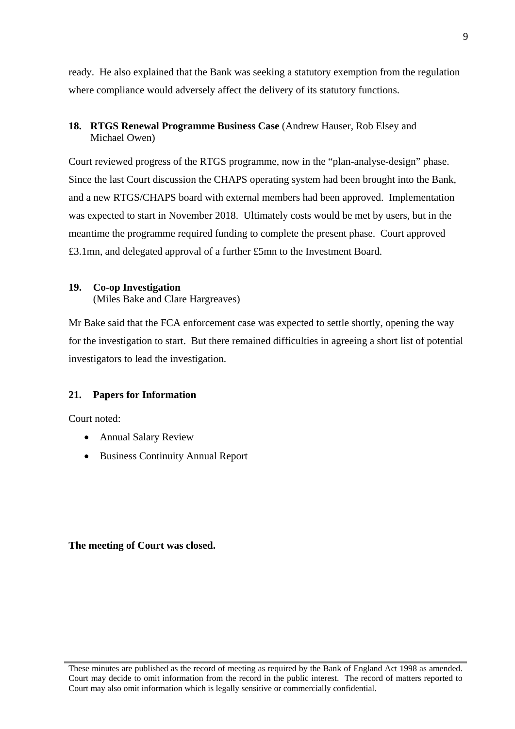ready. He also explained that the Bank was seeking a statutory exemption from the regulation where compliance would adversely affect the delivery of its statutory functions.

**18. RTGS Renewal Programme Business Case** (Andrew Hauser, Rob Elsey and Michael Owen)

Court reviewed progress of the RTGS programme, now in the "plan-analyse-design" phase. Since the last Court discussion the CHAPS operating system had been brought into the Bank, and a new RTGS/CHAPS board with external members had been approved. Implementation was expected to start in November 2018. Ultimately costs would be met by users, but in the meantime the programme required funding to complete the present phase. Court approved £3.1mn, and delegated approval of a further £5mn to the Investment Board.

**19. Co-op Investigation**
(Miles Bake and Clare Hargreaves)

Mr Bake said that the FCA enforcement case was expected to settle shortly, opening the way for the investigation to start. But there remained difficulties in agreeing a short list of potential investigators to lead the investigation.

**21. Papers for Information**

Court noted:

- Annual Salary Review
- Business Continuity Annual Report

**The meeting of Court was closed.**

These minutes are published as the record of meeting as required by the Bank of England Act 1998 as amended. Court may decide to omit information from the record in the public interest. The record of matters reported to Court may also omit information which is legally sensitive or commercially confidential.